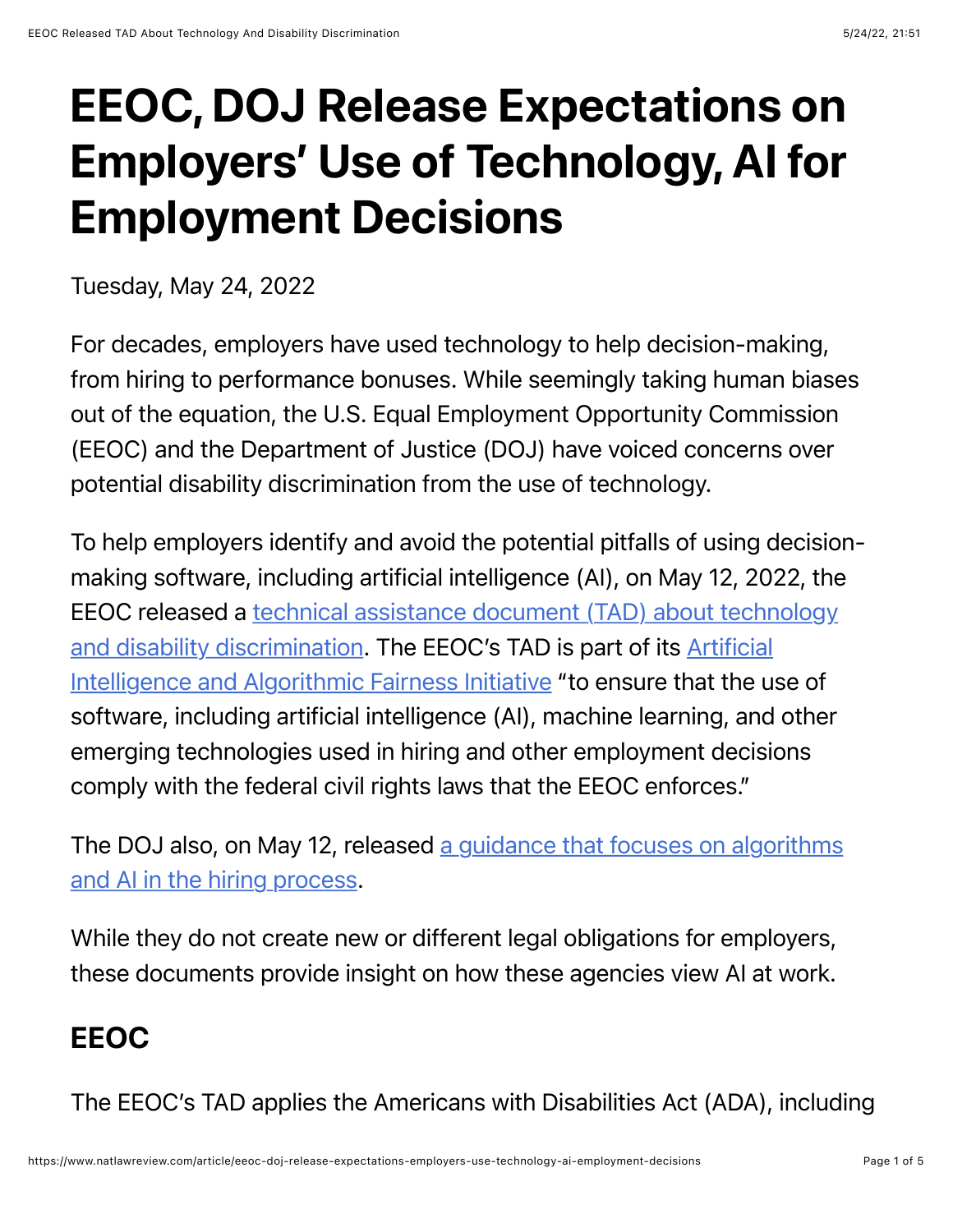# EEOC, DOJ Release Expectations on Employers' Use of Technology, AI for Employment Decisions

Tuesday, May 24, 2022

For decades, employers have used technology to help decision-making, from hiring to performance bonuses. While seemingly taking human biases out of the equation, the U.S. Equal Employment Opportunity Commission (EEOC) and the Department of Justice (DOJ) have voiced concerns over potential disability discrimination from the use of technology.

To help employers identify and avoid the potential pitfalls of using decision-making software, including artificial intelligence (AI), on May 12, 2022, the EEOC released a technical assistance document (TAD) about technology and disability discrimination. The EEOC's TAD is part of its Artificial Intelligence and Algorithmic Fairness Initiative "to ensure that the use of software, including artificial intelligence (AI), machine learning, and other emerging technologies used in hiring and other employment decisions comply with the federal civil rights laws that the EEOC enforces."

The DOJ also, on May 12, released a guidance that focuses on algorithms and AI in the hiring process.

While they do not create new or different legal obligations for employers, these documents provide insight on how these agencies view AI at work.

## EEOC

The EEOC's TAD applies the Americans with Disabilities Act (ADA), including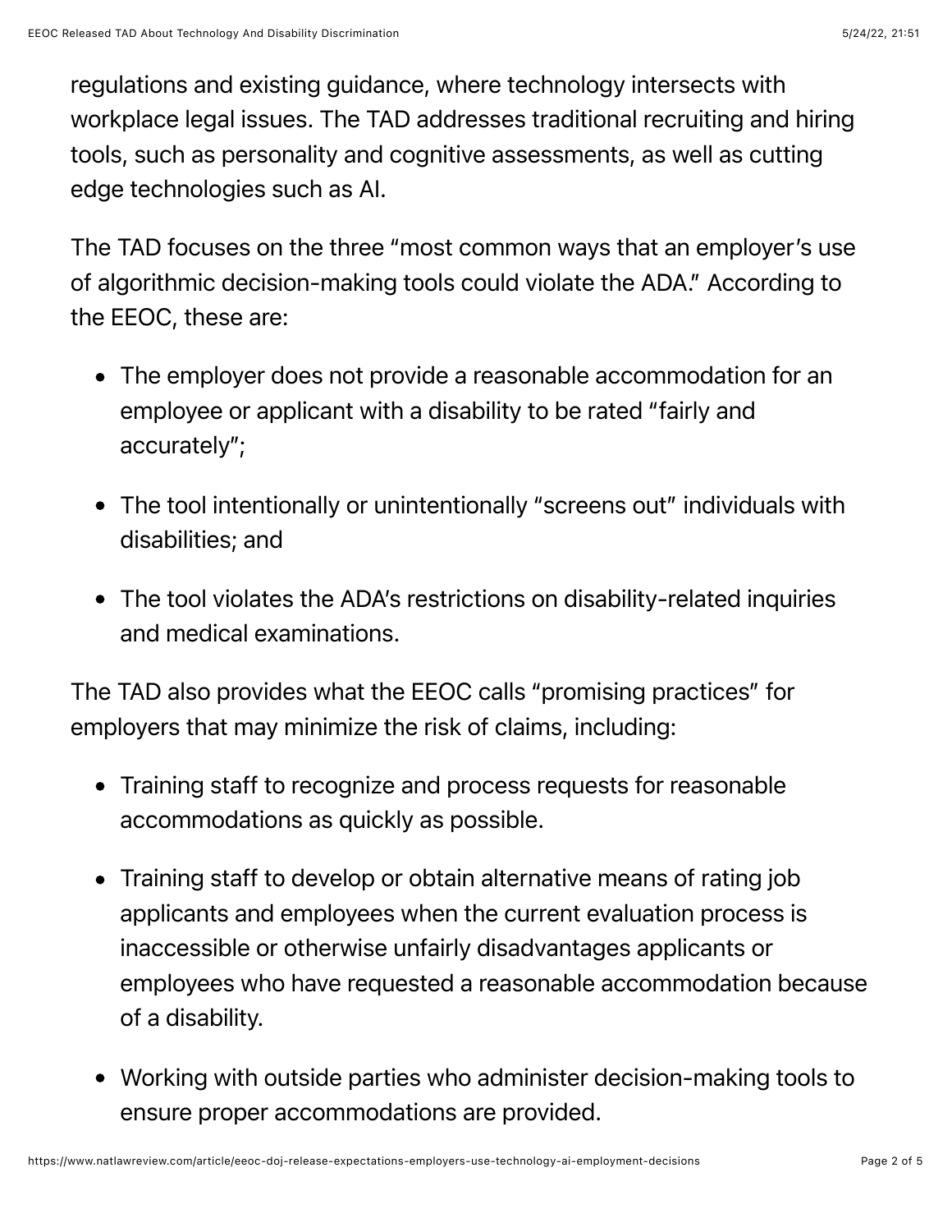regulations and existing guidance, where technology intersects with workplace legal issues. The TAD addresses traditional recruiting and hiring tools, such as personality and cognitive assessments, as well as cutting edge technologies such as AI.

The TAD focuses on the three "most common ways that an employer's use of algorithmic decision-making tools could violate the ADA." According to the EEOC, these are:

- The employer does not provide a reasonable accommodation for an employee or applicant with a disability to be rated "fairly and accurately";
- The tool intentionally or unintentionally "screens out" individuals with disabilities; and
- The tool violates the ADA's restrictions on disability-related inquiries and medical examinations.

The TAD also provides what the EEOC calls "promising practices" for employers that may minimize the risk of claims, including:

- Training staff to recognize and process requests for reasonable accommodations as quickly as possible.
- Training staff to develop or obtain alternative means of rating job applicants and employees when the current evaluation process is inaccessible or otherwise unfairly disadvantages applicants or employees who have requested a reasonable accommodation because of a disability.
- Working with outside parties who administer decision-making tools to ensure proper accommodations are provided.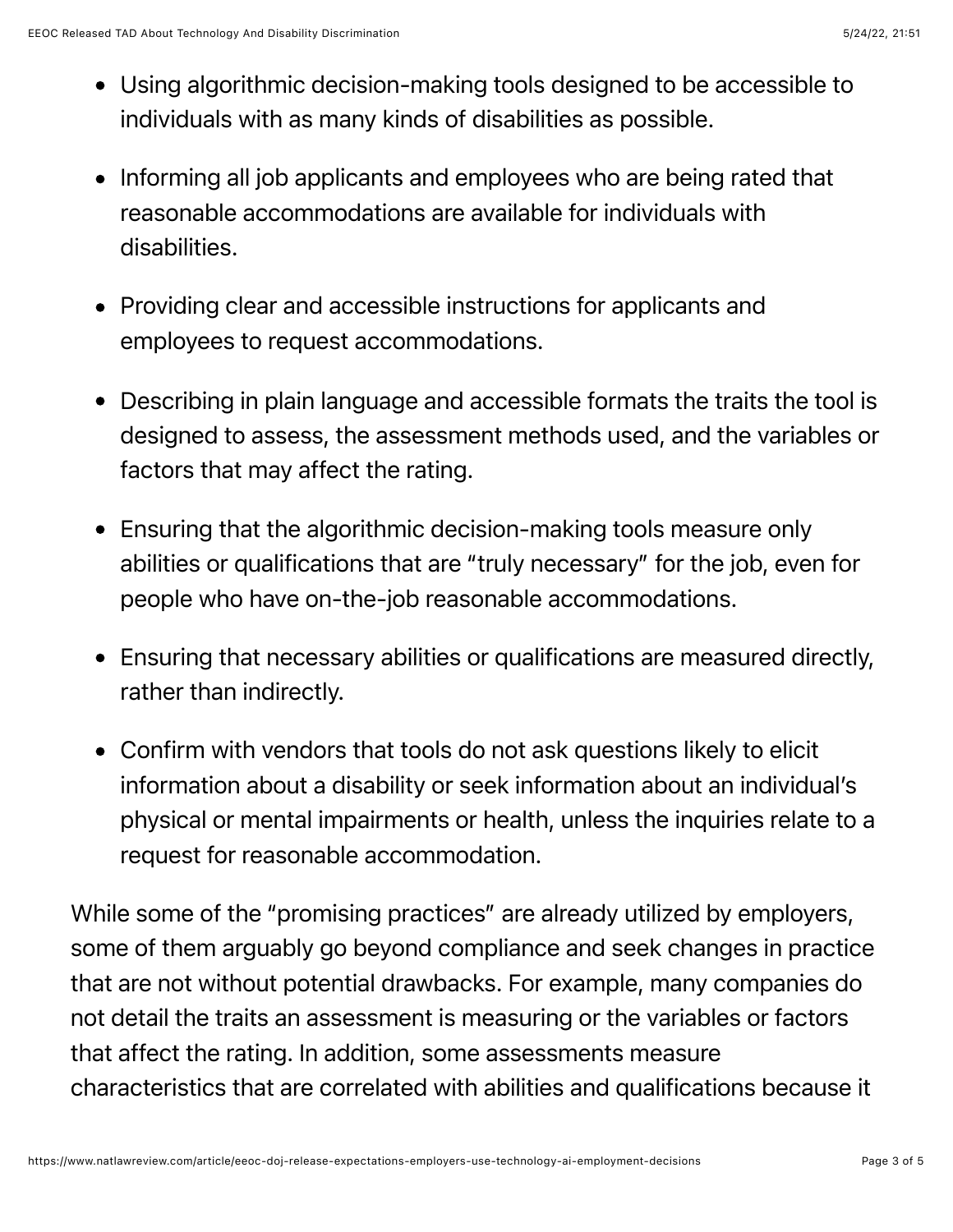- Using algorithmic decision-making tools designed to be accessible to individuals with as many kinds of disabilities as possible.
- Informing all job applicants and employees who are being rated that reasonable accommodations are available for individuals with disabilities.
- Providing clear and accessible instructions for applicants and employees to request accommodations.
- Describing in plain language and accessible formats the traits the tool is designed to assess, the assessment methods used, and the variables or factors that may affect the rating.
- Ensuring that the algorithmic decision-making tools measure only abilities or qualifications that are "truly necessary" for the job, even for people who have on-the-job reasonable accommodations.
- Ensuring that necessary abilities or qualifications are measured directly, rather than indirectly.
- Confirm with vendors that tools do not ask questions likely to elicit information about a disability or seek information about an individual's physical or mental impairments or health, unless the inquiries relate to a request for reasonable accommodation.

While some of the "promising practices" are already utilized by employers, some of them arguably go beyond compliance and seek changes in practice that are not without potential drawbacks. For example, many companies do not detail the traits an assessment is measuring or the variables or factors that affect the rating. In addition, some assessments measure characteristics that are correlated with abilities and qualifications because it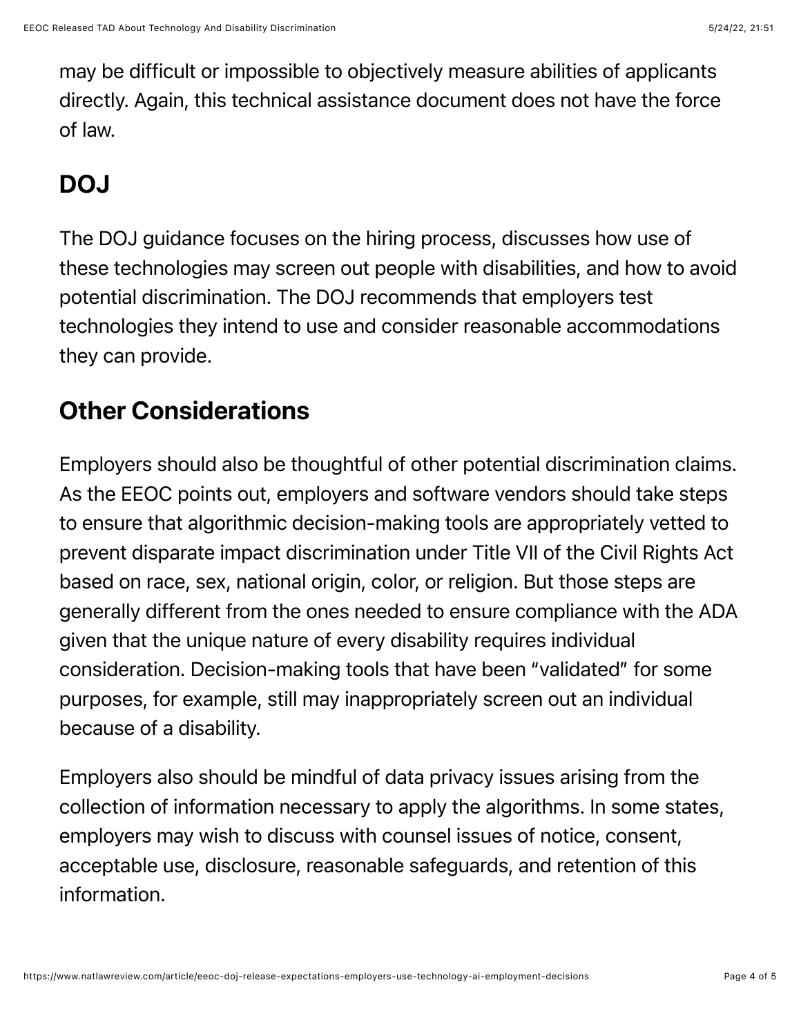may be difficult or impossible to objectively measure abilities of applicants directly. Again, this technical assistance document does not have the force of law.

## DOJ

The DOJ guidance focuses on the hiring process, discusses how use of these technologies may screen out people with disabilities, and how to avoid potential discrimination. The DOJ recommends that employers test technologies they intend to use and consider reasonable accommodations they can provide.

## Other Considerations

Employers should also be thoughtful of other potential discrimination claims. As the EEOC points out, employers and software vendors should take steps to ensure that algorithmic decision-making tools are appropriately vetted to prevent disparate impact discrimination under Title VII of the Civil Rights Act based on race, sex, national origin, color, or religion. But those steps are generally different from the ones needed to ensure compliance with the ADA given that the unique nature of every disability requires individual consideration. Decision-making tools that have been "validated" for some purposes, for example, still may inappropriately screen out an individual because of a disability.

Employers also should be mindful of data privacy issues arising from the collection of information necessary to apply the algorithms. In some states, employers may wish to discuss with counsel issues of notice, consent, acceptable use, disclosure, reasonable safeguards, and retention of this information.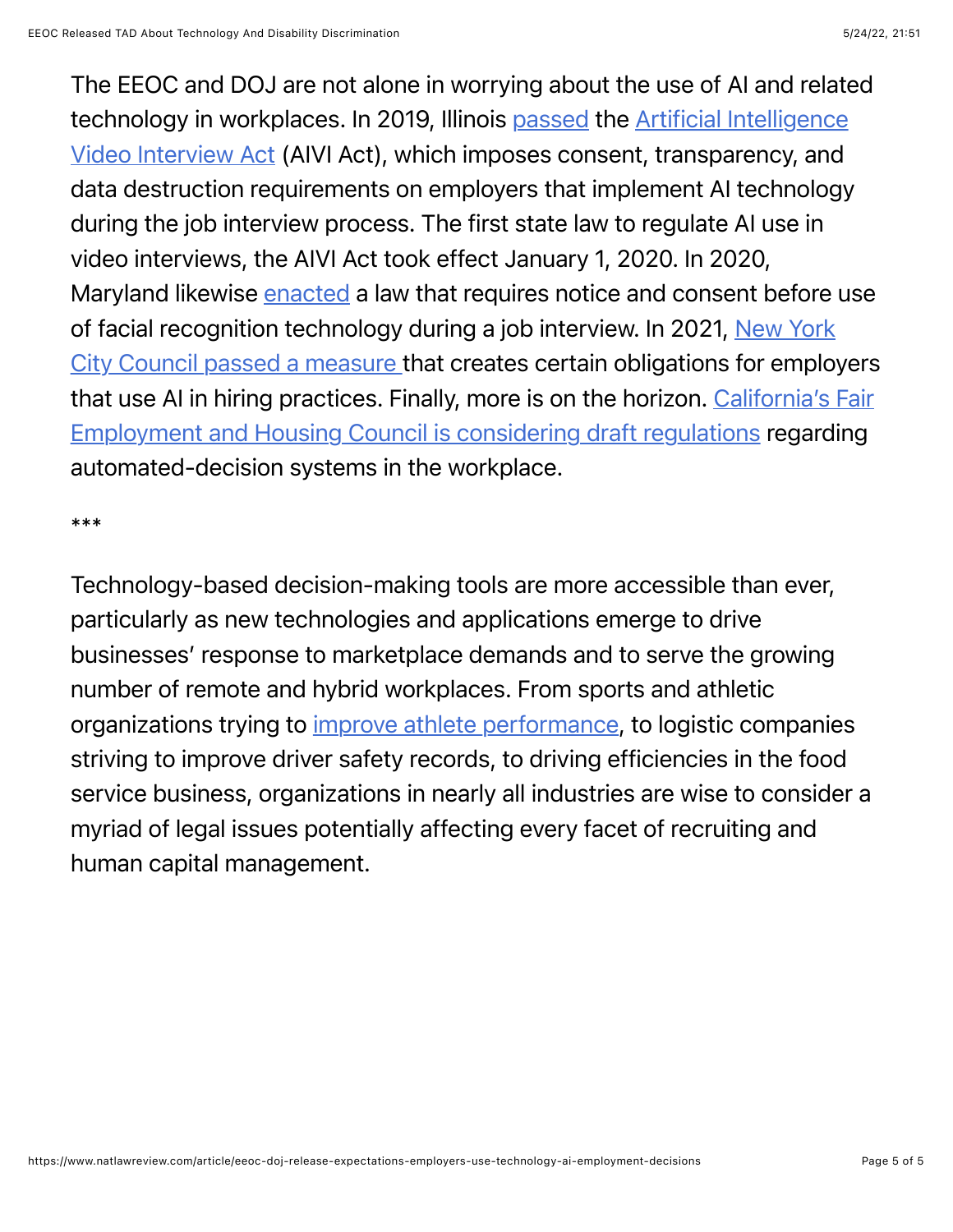The EEOC and DOJ are not alone in worrying about the use of AI and related technology in workplaces. In 2019, Illinois passed the Artificial Intelligence Video Interview Act (AIVI Act), which imposes consent, transparency, and data destruction requirements on employers that implement AI technology during the job interview process. The first state law to regulate AI use in video interviews, the AIVI Act took effect January 1, 2020. In 2020, Maryland likewise enacted a law that requires notice and consent before use of facial recognition technology during a job interview. In 2021, New York City Council passed a measure that creates certain obligations for employers that use AI in hiring practices. Finally, more is on the horizon. California's Fair Employment and Housing Council is considering draft regulations regarding automated-decision systems in the workplace.

***

Technology-based decision-making tools are more accessible than ever, particularly as new technologies and applications emerge to drive businesses' response to marketplace demands and to serve the growing number of remote and hybrid workplaces. From sports and athletic organizations trying to improve athlete performance, to logistic companies striving to improve driver safety records, to driving efficiencies in the food service business, organizations in nearly all industries are wise to consider a myriad of legal issues potentially affecting every facet of recruiting and human capital management.